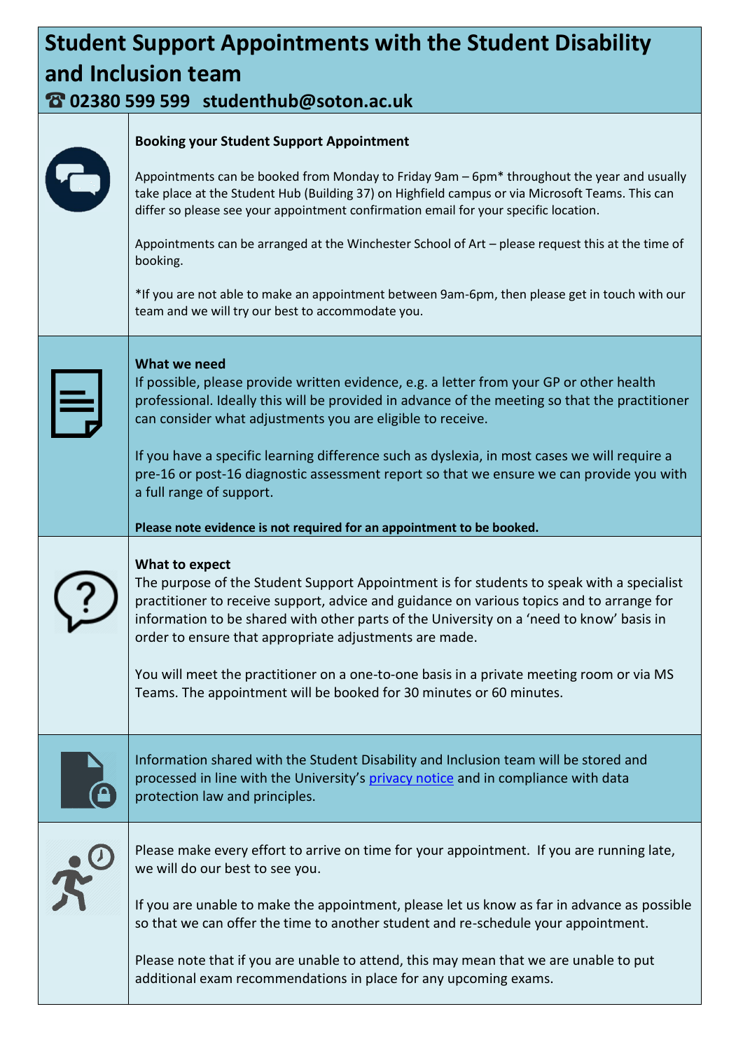# Student Support Appointments with the Student Disability and Inclusion team

## ☎ 02380 599 599 studenthub@soton.ac.uk

**Booking your Student Support Appointment**

Appointments can be booked from Monday to Friday 9am – 6pm* throughout the year and usually take place at the Student Hub (Building 37) on Highfield campus or via Microsoft Teams. This can differ so please see your appointment confirmation email for your specific location.

Appointments can be arranged at the Winchester School of Art – please request this at the time of booking.

*If you are not able to make an appointment between 9am-6pm, then please get in touch with our team and we will try our best to accommodate you.

**What we need**

If possible, please provide written evidence, e.g. a letter from your GP or other health professional. Ideally this will be provided in advance of the meeting so that the practitioner can consider what adjustments you are eligible to receive.

If you have a specific learning difference such as dyslexia, in most cases we will require a pre-16 or post-16 diagnostic assessment report so that we ensure we can provide you with a full range of support.

**Please note evidence is not required for an appointment to be booked.**

**What to expect**

The purpose of the Student Support Appointment is for students to speak with a specialist practitioner to receive support, advice and guidance on various topics and to arrange for information to be shared with other parts of the University on a 'need to know' basis in order to ensure that appropriate adjustments are made.

You will meet the practitioner on a one-to-one basis in a private meeting room or via MS Teams. The appointment will be booked for 30 minutes or 60 minutes.

Information shared with the Student Disability and Inclusion team will be stored and processed in line with the University's [privacy notice]() and in compliance with data protection law and principles.

Please make every effort to arrive on time for your appointment. If you are running late, we will do our best to see you.

If you are unable to make the appointment, please let us know as far in advance as possible so that we can offer the time to another student and re-schedule your appointment.

Please note that if you are unable to attend, this may mean that we are unable to put additional exam recommendations in place for any upcoming exams.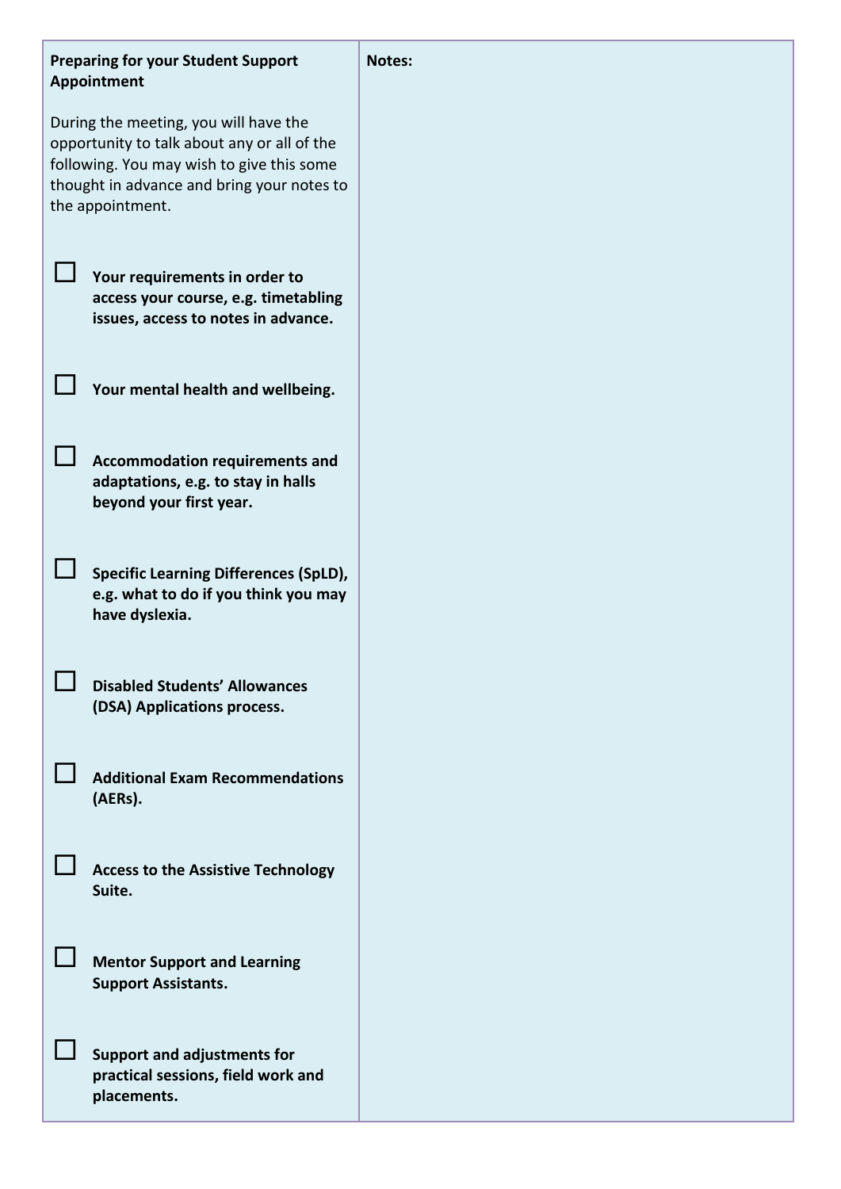| **Preparing for your Student Support Appointment**<br><br>During the meeting, you will have the opportunity to talk about any or all of the following. You may wish to give this some thought in advance and bring your notes to the appointment.<br><br>☐ **Your requirements in order to access your course, e.g. timetabling issues, access to notes in advance.**<br><br>☐ **Your mental health and wellbeing.**<br><br>☐ **Accommodation requirements and adaptations, e.g. to stay in halls beyond your first year.**<br><br>☐ **Specific Learning Differences (SpLD), e.g. what to do if you think you may have dyslexia.**<br><br>☐ **Disabled Students' Allowances (DSA) Applications process.**<br><br>☐ **Additional Exam Recommendations (AERs).**<br><br>☐ **Access to the Assistive Technology Suite.**<br><br>☐ **Mentor Support and Learning Support Assistants.**<br><br>☐ **Support and adjustments for practical sessions, field work and placements.** | **Notes:** |
|---|---|